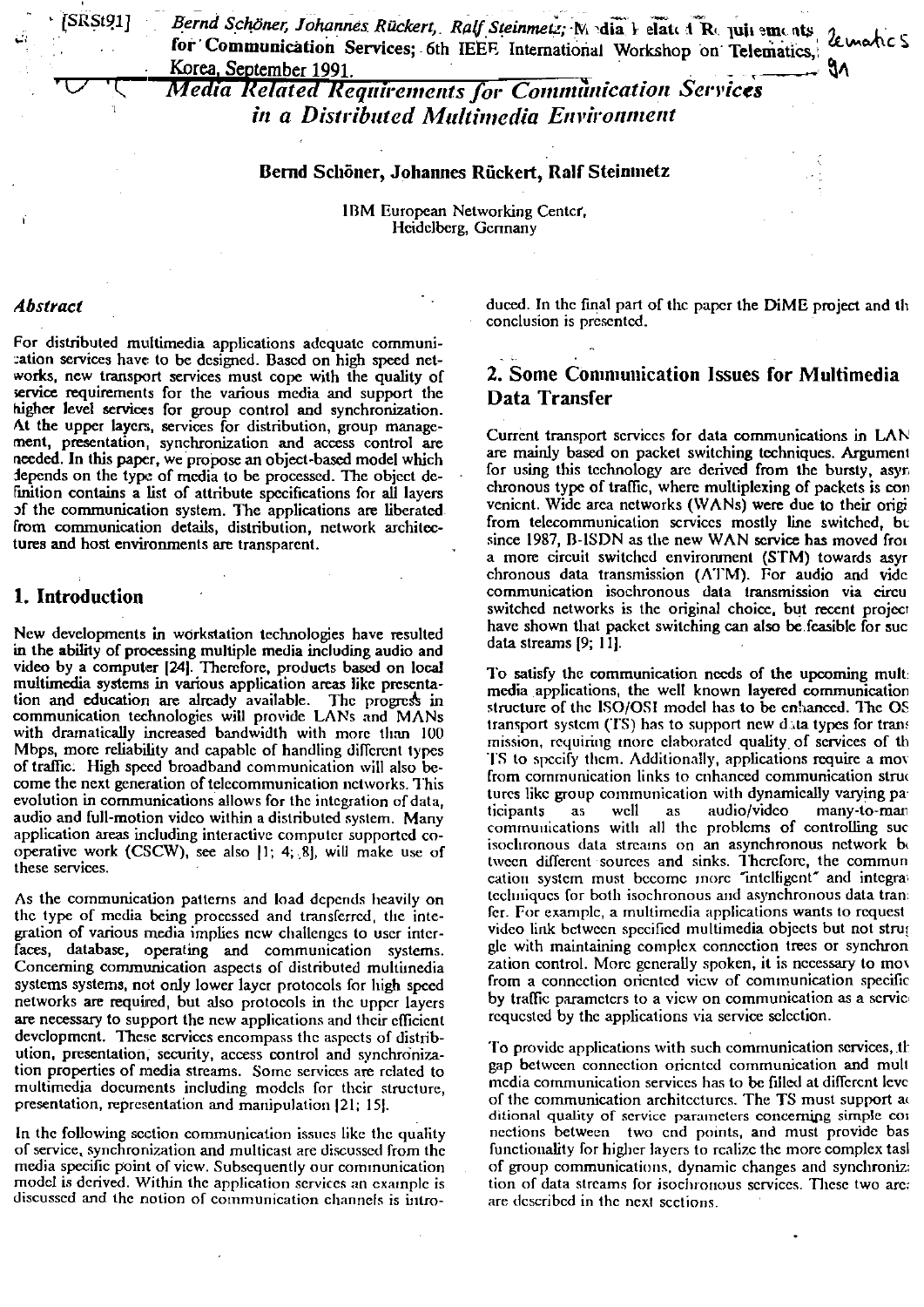[SRSt91] Bernd Schöner, Johannes Rückert, Ralf Steinmetz; Media Related Requirements for Communication Services; 6th IEEE International Workshop on Telematics, Korea, September 1991.

# Media Related Requirements for Communication Services in a Distributed Multimedia Environment

**Bernd Schöner, Johannes Rückert, Ralf Steinmetz**

IBM European Networking Center, Heidelberg, Germany

### *Abstract*

For distributed multimedia applications adequate communication services have to be designed. Based on high speed networks, new transport services must cope with the quality of service requirements for the various media and support the higher level services for group control and synchronization. At the upper layers, services for distribution, group management, presentation, synchronization and access control are needed. In this paper, we propose an object-based model which depends on the type of media to be processed. The object definition contains a list of attribute specifications for all layers of the communication system. The applications are liberated from communication details, distribution, network architectures and host environments are transparent.

## 1. Introduction

New developments in workstation technologies have resulted in the ability of processing multiple media including audio and video by a computer [24]. Therefore, products based on local multimedia systems in various application areas like presentation and education are already available. The progress in communication technologies will provide LANs and MANs with dramatically increased bandwidth with more than 100 Mbps, more reliability and capable of handling different types of traffic. High speed broadband communication will also become the next generation of telecommunication networks. This evolution in communications allows for the integration of data, audio and full-motion video within a distributed system. Many application areas including interactive computer supported cooperative work (CSCW), see also [1; 4; 8], will make use of these services.

As the communication patterns and load depends heavily on the type of media being processed and transferred, the integration of various media implies new challenges to user interfaces, database, operating and communication systems. Concerning communication aspects of distributed multimedia systems systems, not only lower layer protocols for high speed networks are required, but also protocols in the upper layers are necessary to support the new applications and their efficient development. These services encompass the aspects of distribution, presentation, security, access control and synchronization properties of media streams. Some services are related to multimedia documents including models for their structure, presentation, representation and manipulation [21; 15].

In the following section communication issues like the quality of service, synchronization and multicast are discussed from the media specific point of view. Subsequently our communication model is derived. Within the application services an example is discussed and the notion of communication channels is introduced. In the final part of the paper the DiME project and the conclusion is presented.

## 2. Some Communication Issues for Multimedia Data Transfer

Current transport services for data communications in LANs are mainly based on packet switching techniques. Arguments for using this technology are derived from the bursty, asynchronous type of traffic, where multiplexing of packets is convenient. Wide area networks (WANs) were due to their origin from telecommunication services mostly line switched, but since 1987, B-ISDN as the new WAN service has moved from a more circuit switched environment (STM) towards asynchronous data transmission (ATM). For audio and video communication isochronous data transmission via circuit switched networks is the original choice, but recent projects have shown that packet switching can also be feasible for such data streams [9; 11].

To satisfy the communication needs of the upcoming multimedia applications, the well known layered communication structure of the ISO/OSI model has to be enhanced. The OSI transport system (TS) has to support new data types for transmission, requiring more elaborated quality of services of the TS to specify them. Additionally, applications require a move from communication links to enhanced communication structures like group communication with dynamically varying participants as well as audio/video many-to-many communications with all the problems of controlling such isochronous data streams on an asynchronous network between different sources and sinks. Therefore, the communication system must become more "intelligent" and integrate techniques for both isochronous and asynchronous data transfer. For example, a multimedia applications wants to request a video link between specified multimedia objects but not struggle with maintaining complex connection trees or synchronization control. More generally spoken, it is necessary to move from a connection oriented view of communication specified by traffic parameters to a view on communication as a service requested by the applications via service selection.

To provide applications with such communication services, the gap between connection oriented communication and multimedia communication services has to be filled at different levels of the communication architectures. The TS must support additional quality of service parameters concerning simple connections between two end points, and must provide basic functionality for higher layers to realize the more complex tasks of group communications, dynamic changes and synchronization of data streams for isochronous services. These two areas are described in the next sections.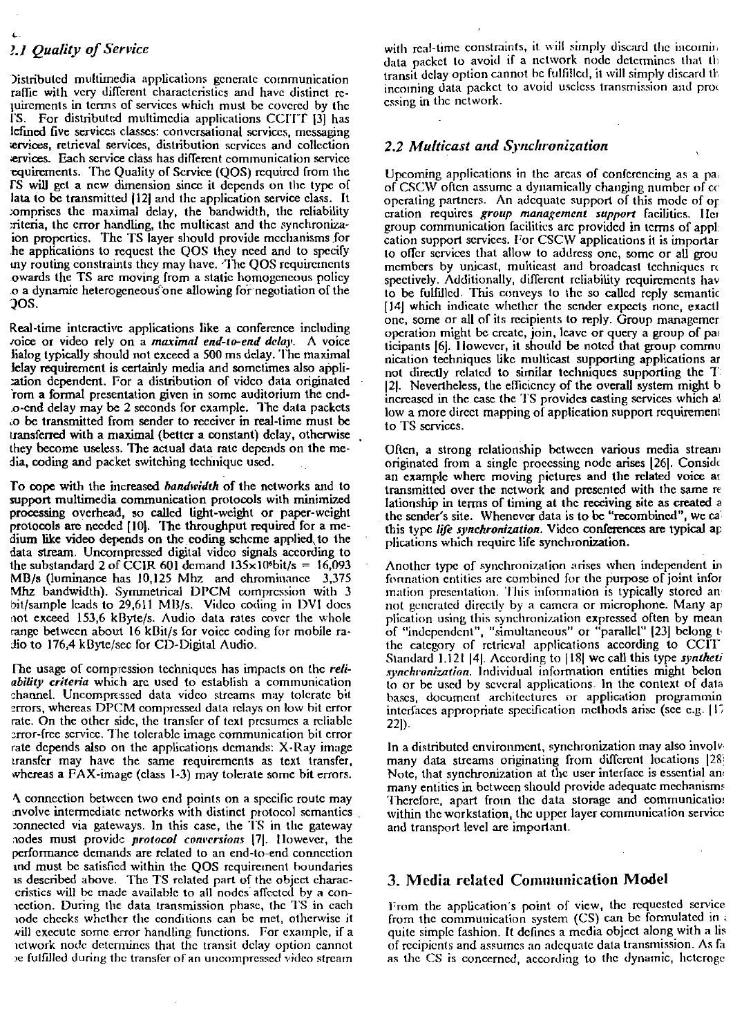## 2.1 Quality of Service

Distributed multimedia applications generate communication traffic with very different characteristics and have distinct requirements in terms of services which must be covered by the TS. For distributed multimedia applications CCITT [3] has defined five services classes: conversational services, messaging services, retrieval services, distribution services and collection services. Each service class has different communication service requirements. The Quality of Service (QOS) required from the TS will get a new dimension since it depends on the type of data to be transmitted [12] and the application service class. It comprises the maximal delay, the bandwidth, the reliability criteria, the error handling, the multicast and the synchronization properties. The TS layer should provide mechanisms for the applications to request the QOS they need and to specify any routing constraints they may have. The QOS requirements towards the TS are moving from a static homogeneous policy to a dynamic heterogeneous one allowing for negotiation of the QOS.

Real-time interactive applications like a conference including voice or video rely on a ***maximal end-to-end delay***. A voice dialog typically should not exceed a 500 ms delay. The maximal delay requirement is certainly media and sometimes also application dependent. For a distribution of video data originated from a formal presentation given in some auditorium the end-to-end delay may be 2 seconds for example. The data packets to be transmitted from sender to receiver in real-time must be transferred with a maximal (better a constant) delay, otherwise they become useless. The actual data rate depends on the media, coding and packet switching technique used.

To cope with the increased ***bandwidth*** of the networks and to support multimedia communication protocols with minimized processing overhead, so called light-weight or paper-weight protocols are needed [10]. The throughput required for a medium like video depends on the coding scheme applied to the data stream. Uncompressed digital video signals according to the substandard 2 of CCIR 601 demand $135 \times 10^6$bit/s = 16,093 MB/s (luminance has 10,125 Mhz and chrominance 3,375 Mhz bandwidth). Symmetrical DPCM compression with 3 bit/sample leads to 29,611 MB/s. Video coding in DVI does not exceed 153,6 kByte/s. Audio data rates cover the whole range between about 16 kBit/s for voice coding for mobile radio to 176,4 kByte/sec for CD-Digital Audio.

The usage of compression techniques has impacts on the ***reliability criteria*** which are used to establish a communication channel. Uncompressed data video streams may tolerate bit errors, whereas DPCM compressed data relays on low bit error rate. On the other side, the transfer of text presumes a reliable error-free service. The tolerable image communication bit error rate depends also on the applications demands: X-Ray image transfer may have the same requirements as text transfer, whereas a FAX-image (class 1-3) may tolerate some bit errors.

A connection between two end points on a specific route may involve intermediate networks with distinct protocol semantics connected via gateways. In this case, the TS in the gateway nodes must provide ***protocol conversions*** [7]. However, the performance demands are related to an end-to-end connection and must be satisfied within the QOS requirement boundaries as described above. The TS related part of the object characteristics will be made available to all nodes affected by a connection. During the data transmission phase, the TS in each node checks whether the conditions can be met, otherwise it will execute some error handling functions. For example, if a network node determines that the transit delay option cannot be fulfilled during the transfer of an uncompressed video stream with real-time constraints, it will simply discard the incoming data packet to avoid if a network node determines that the transit delay option cannot be fulfilled, it will simply discard the incoming data packet to avoid useless transmission and processing in the network.

## 2.2 Multicast and Synchronization

Upcoming applications in the areas of conferencing as a part of CSCW often assume a dynamically changing number of cooperating partners. An adequate support of this mode of operation requires ***group management support*** facilities. Here group communication facilities are provided in terms of application support services. For CSCW applications it is important to offer services that allow to address one, some or all group members by unicast, multicast and broadcast techniques respectively. Additionally, different reliability requirements have to be fulfilled. This conveys to the so called reply semantic [14] which indicate whether the sender expects none, exactly one, some or all of its recipients to reply. Group management operation might be create, join, leave or query a group of participants [6]. However, it should be noted that group communication techniques like multicast supporting applications are not directly related to similar techniques supporting the TS [2]. Nevertheless, the efficiency of the overall system might be increased in the case the TS provides casting services which allow a more direct mapping of application support requirements to TS services.

Often, a strong relationship between various media streams originated from a single processing node arises [26]. Consider an example where moving pictures and the related voice are transmitted over the network and presented with the same relationship in terms of timing at the receiving site as created at the sender's site. Whenever data is to be "recombined", we call this type ***life synchronization***. Video conferences are typical applications which require life synchronization.

Another type of synchronization arises when independent information entities are combined for the purpose of joint information presentation. This information is typically stored and not generated directly by a camera or microphone. Many application using this synchronization expressed often by means of "independent", "simultaneous" or "parallel" [23] belong to the category of retrieval applications according to CCITT Standard I.121 [4]. According to [18] we call this type ***synthetic synchronization***. Individual information entities might belong to or be used by several applications. In the context of data bases, document architectures or application programming interfaces appropriate specification methods arise (see e.g. [17, 22]).

In a distributed environment, synchronization may also involve many data streams originating from different locations [28]. Note, that synchronization at the user interface is essential and many entities in between should provide adequate mechanisms. Therefore, apart from the data storage and communication within the workstation, the upper layer communication services and transport level are important.

# 3. Media related Communication Model

From the application's point of view, the requested service from the communication system (CS) can be formulated in a quite simple fashion. It defines a media object along with a list of recipients and assumes an adequate data transmission. As far as the CS is concerned, according to the dynamic, heteroge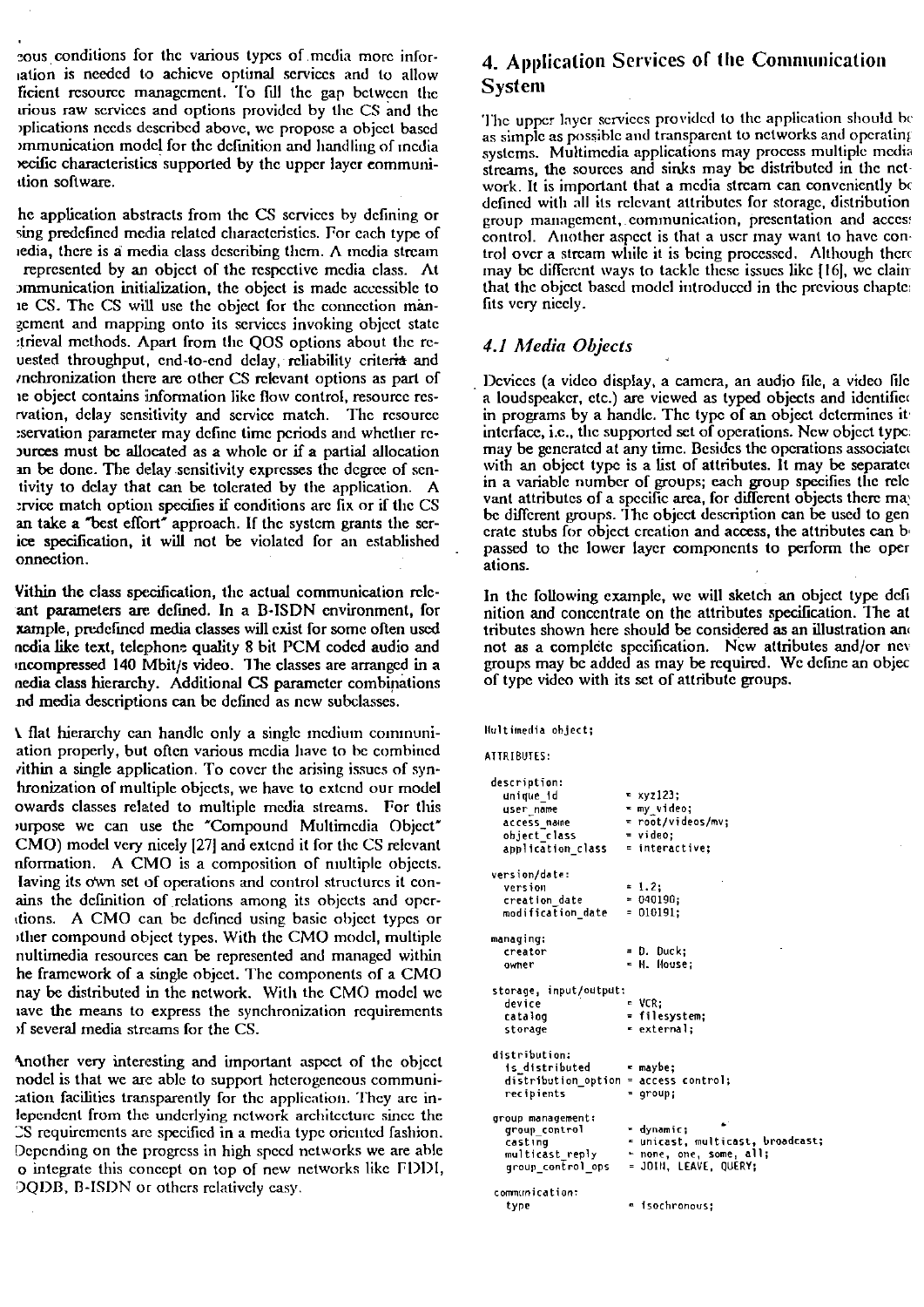ous conditions for the various types of media more information is needed to achieve optimal services and to allow efficient resource management. To fill the gap between the various raw services and options provided by the CS and the applications needs described above, we propose a object based communication model for the definition and handling of media specific characteristics supported by the upper layer communication software.

The application abstracts from the CS services by defining or using predefined media related characteristics. For each type of media, there is a media class describing them. A media stream is represented by an object of the respective media class. At communication initialization, the object is made accessible to the CS. The CS will use the object for the connection management and mapping onto its services invoking object state retrieval methods. Apart from the QOS options about the requested throughput, end-to-end delay, reliability criteria and synchronization there are other CS relevant options as part of the object contains information like flow control, resource reservation, delay sensitivity and service match. The resource reservation parameter may define time periods and whether resources must be allocated as a whole or if a partial allocation can be done. The delay sensitivity expresses the degree of sensitivity to delay that can be tolerated by the application. A service match option specifies if conditions are fix or if the CS can take a "best effort" approach. If the system grants the service specification, it will not be violated for an established connection.

Within the class specification, the actual communication relevant parameters are defined. In a B-ISDN environment, for example, predefined media classes will exist for some often used media like text, telephone quality 8 bit PCM coded audio and uncompressed 140 Mbit/s video. The classes are arranged in a media class hierarchy. Additional CS parameter combinations and media descriptions can be defined as new subclasses.

A flat hierarchy can handle only a single medium communication properly, but often various media have to be combined within a single application. To cover the arising issues of synchronization of multiple objects, we have to extend our model towards classes related to multiple media streams. For this purpose we can use the "Compound Multimedia Object" (CMO) model very nicely [27] and extend it for the CS relevant information. A CMO is a composition of multiple objects. Having its own set of operations and control structures it contains the definition of relations among its objects and operations. A CMO can be defined using basic object types or other compound object types. With the CMO model, multiple multimedia resources can be represented and managed within the framework of a single object. The components of a CMO may be distributed in the network. With the CMO model we have the means to express the synchronization requirements of several media streams for the CS.

Another very interesting and important aspect of the object model is that we are able to support heterogeneous communication facilities transparently for the application. They are independent from the underlying network architecture since the CS requirements are specified in a media type oriented fashion. Depending on the progress in high speed networks we are able to integrate this concept on top of new networks like FDDI, DQDB, B-ISDN or others relatively easy.

## 4. Application Services of the Communication System

The upper layer services provided to the application should be as simple as possible and transparent to networks and operating systems. Multimedia applications may process multiple media streams, the sources and sinks may be distributed in the network. It is important that a media stream can conveniently be defined with all its relevant attributes for storage, distribution, group management, communication, presentation and access control. Another aspect is that a user may want to have control over a stream while it is being processed. Although there may be different ways to tackle these issues like [16], we claim that the object based model introduced in the previous chapter fits very nicely.

### *4.1 Media Objects*

Devices (a video display, a camera, an audio file, a video file, a loudspeaker, etc.) are viewed as typed objects and identified in programs by a handle. The type of an object determines its interface, i.e., the supported set of operations. New object types may be generated at any time. Besides the operations associated with an object type is a list of attributes. It may be separated in a variable number of groups; each group specifies the relevant attributes of a specific area, for different objects there may be different groups. The object description can be used to generate stubs for object creation and access, the attributes can be passed to the lower layer components to perform the operations.

In the following example, we will sketch an object type definition and concentrate on the attributes specification. The attributes shown here should be considered as an illustration and not as a complete specification. New attributes and/or new groups may be added as may be required. We define an object of type video with its set of attribute groups.

```
Multimedia object;

ATTRIBUTES:

description:
  unique_id            = xyz123;
  user_name            = my_video;
  access_name          = root/videos/mv;
  object_class         = video;
  application_class    = interactive;

version/date:
  version              = 1.2;
  creation_date        = 040190;
  modification_date    = 010191;

managing:
  creator              = D. Duck;
  owner                = M. Mouse;

storage, input/output:
  device               = VCR;
  catalog              = filesystem;
  storage              = external;

distribution:
  is_distributed       = maybe;
  distribution_option  = access control;
  recipients           = group;

group management:
  group_control        = dynamic;
  casting              = unicast, multicast, broadcast;
  multicast_reply      = none, one, some, all;
  group_control_ops    = JOIN, LEAVE, QUERY;

communication:
  type                 = isochronous;
```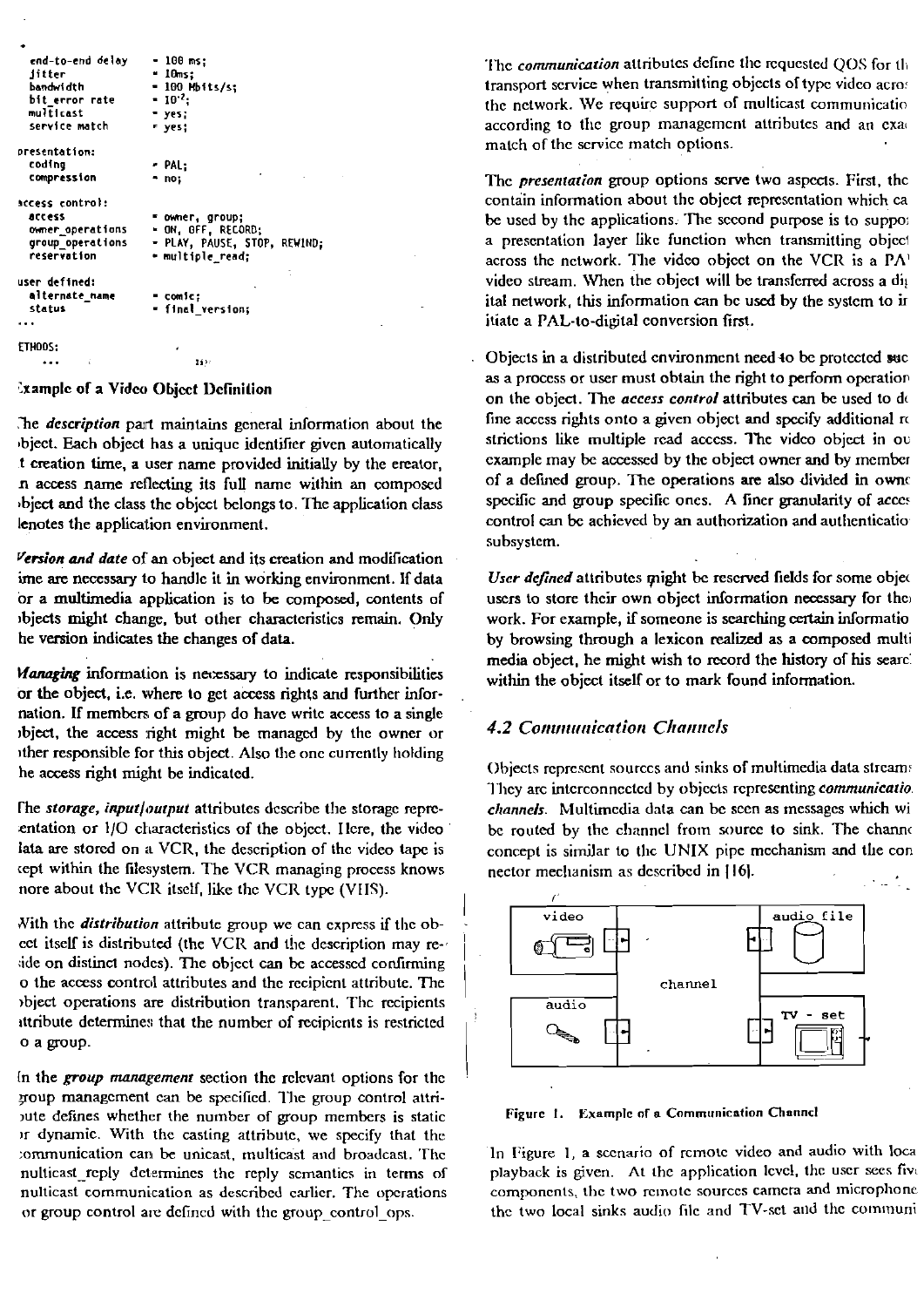```
end-to-end delay    = 100 ms;
jitter              = 10ms;
bandwidth           = 100 Mbits/s;
bit_error rate      = 10^-7;
multicast           = yes;
service match       = yes;

presentation:
  coding            = PAL;
  compression       = no;

access control:
  access            = owner, group;
  owner_operations  = ON, OFF, RECORD;
  group_operations  = PLAY, PAUSE, STOP, REWIND;
  reservation       = multiple_read;

user defined:
  alternate_name    = comic;
  status            = final_version;
...

METHODS:
  ...
```

Example of a Video Object Definition

The *description* part maintains general information about the object. Each object has a unique identifier given automatically at creation time, a user name provided initially by the creator, an access name reflecting its full name within an composed object and the class the object belongs to. The application class denotes the application environment.

*Version and date* of an object and its creation and modification time are necessary to handle it in working environment. If data for a multimedia application is to be composed, contents of objects might change, but other characteristics remain. Only the version indicates the changes of data.

*Managing* information is necessary to indicate responsibilities for the object, i.e. where to get access rights and further information. If members of a group do have write access to a single object, the access right might be managed by the owner or other responsible for this object. Also the one currently holding the access right might be indicated.

The *storage, input/output* attributes describe the storage representation or I/O characteristics of the object. Here, the video data are stored on a VCR, the description of the video tape is kept within the filesystem. The VCR managing process knows more about the VCR itself, like the VCR type (VHS).

With the *distribution* attribute group we can express if the object itself is distributed (the VCR and the description may reside on distinct nodes). The object can be accessed confirming to the access control attributes and the recipient attribute. The object operations are distribution transparent. The recipients attribute determines that the number of recipients is restricted to a group.

In the *group management* section the relevant options for the group management can be specified. The group control attribute defines whether the number of group members is static or dynamic. With the casting attribute, we specify that the communication can be unicast, multicast and broadcast. The multicast_reply determines the reply semantics in terms of multicast communication as described earlier. The operations for group control are defined with the group_control_ops.

The *communication* attributes define the requested QOS for the transport service when transmitting objects of type video across the network. We require support of multicast communication according to the group management attributes and an exact match of the service match options.

The *presentation* group options serve two aspects. First, they contain information about the object representation which can be used by the applications. The second purpose is to support a presentation layer like function when transmitting objects across the network. The video object on the VCR is a PAL video stream. When the object will be transferred across a digital network, this information can be used by the system to initiate a PAL-to-digital conversion first.

Objects in a distributed environment need to be protected such as a process or user must obtain the right to perform operations on the object. The *access control* attributes can be used to define access rights onto a given object and specify additional restrictions like multiple read access. The video object in our example may be accessed by the object owner and by members of a defined group. The operations are also divided in owner specific and group specific ones. A finer granularity of access control can be achieved by an authorization and authentication subsystem.

*User defined* attributes might be reserved fields for some object users to store their own object information necessary for their work. For example, if someone is searching certain information by browsing through a lexicon realized as a composed multimedia object, he might wish to record the history of his search within the object itself or to mark found information.

## 4.2 Communication Channels

Objects represent sources and sinks of multimedia data streams. They are interconnected by objects representing *communication channels*. Multimedia data can be seen as messages which will be routed by the channel from source to sink. The channel concept is similar to the UNIX pipe mechanism and the connector mechanism as described in [16].

Figure 1. Example of a Communication Channel

In Figure 1, a scenario of remote video and audio with local playback is given. At the application level, the user sees five components, the two remote sources camera and microphone, the two local sinks audio file and TV-set and the communi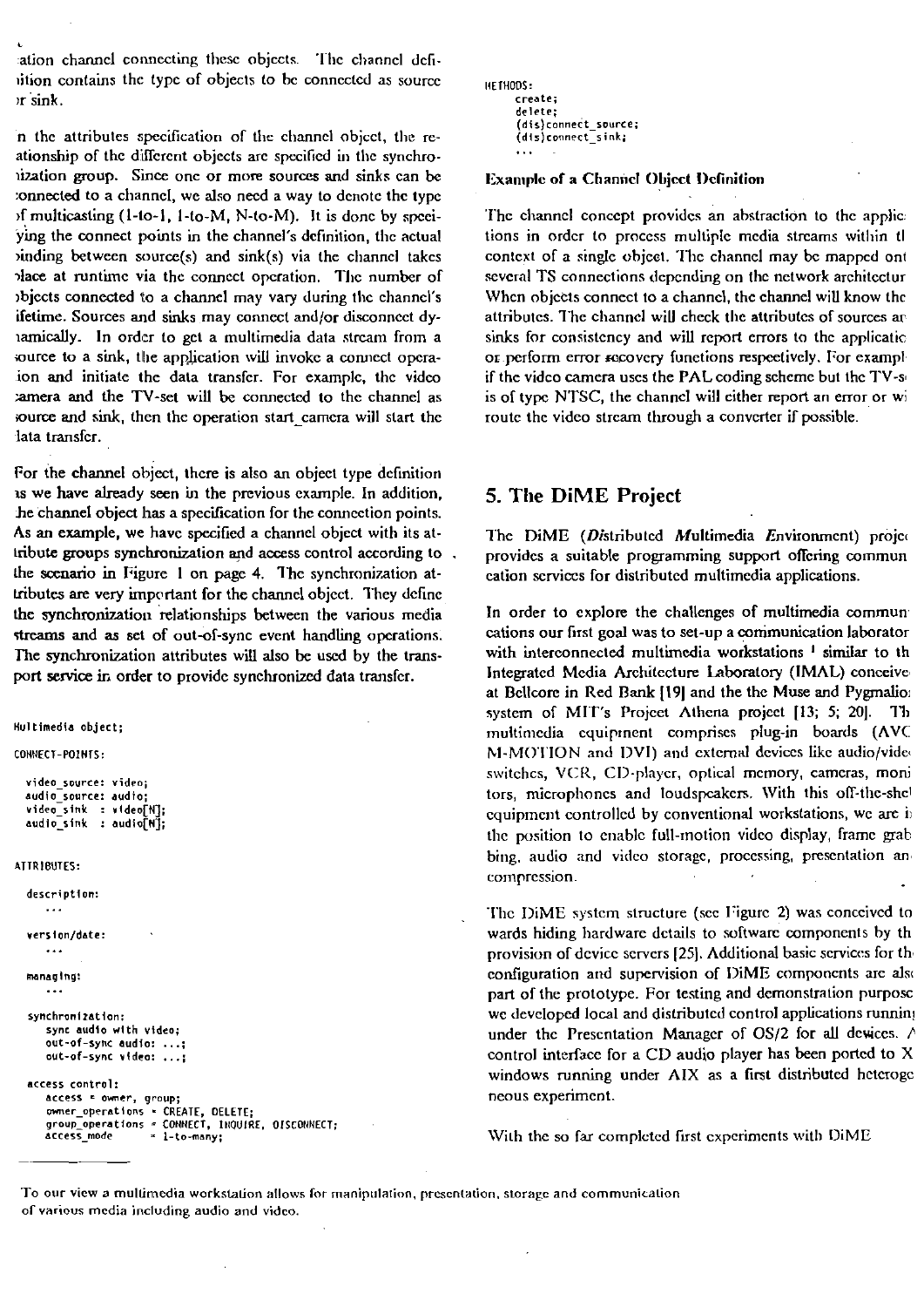ation channel connecting these objects. The channel definition contains the type of objects to be connected as source or sink.

In the attributes specification of the channel object, the relationship of the different objects are specified in the synchronization group. Since one or more sources and sinks can be connected to a channel, we also need a way to denote the type of multicasting (1-to-1, 1-to-M, N-to-M). It is done by specifying the connect points in the channel's definition, the actual binding between source(s) and sink(s) via the channel takes place at runtime via the connect operation. The number of objects connected to a channel may vary during the channel's lifetime. Sources and sinks may connect and/or disconnect dynamically. In order to get a multimedia data stream from a source to a sink, the application will invoke a connect operation and initiate the data transfer. For example, the video camera and the TV-set will be connected to the channel as source and sink, then the operation start_camera will start the data transfer.

For the channel object, there is also an object type definition as we have already seen in the previous example. In addition, the channel object has a specification for the connection points. As an example, we have specified a channel object with its attribute groups synchronization and access control according to the scenario in Figure 1 on page 4. The synchronization attributes are very important for the channel object. They define the synchronization relationships between the various media streams and as set of out-of-sync event handling operations. The synchronization attributes will also be used by the transport service in order to provide synchronized data transfer.

```
Multimedia object;

CONNECT-POINTS:

  video_source: video;
  audio_source: audio;
  video_sink  : video[N];
  audio_sink  : audio[N];

ATTRIBUTES:

  description:
     ...

  version/date:
     ...

  managing:
     ...

  synchronization:
     sync audio with video;
     out-of-sync audio: ...;
     out-of-sync video: ...;

  access control:
     access = owner, group;
     owner_operations = CREATE, DELETE;
     group_operations = CONNECT, INQUIRE, DISCONNECT;
     access_mode      = 1-to-many;

METHODS:
     create;
     delete;
     (dis)connect_source;
     (dis)connect_sink;
     ...
```

**Example of a Channel Object Definition**

The channel concept provides an abstraction to the applications in order to process multiple media streams within the context of a single object. The channel may be mapped onto several TS connections depending on the network architecture. When objects connect to a channel, the channel will know the attributes. The channel will check the attributes of sources and sinks for consistency and will report errors to the application or perform error recovery functions respectively. For example, if the video camera uses the PAL coding scheme but the TV-set is of type NTSC, the channel will either report an error or will route the video stream through a converter if possible.

## 5. The DiME Project

The DiME (*Di*stributed *M*ultimedia *E*nvironment) project provides a suitable programming support offering communication services for distributed multimedia applications.

In order to explore the challenges of multimedia communications our first goal was to set-up a communication laboratory with interconnected multimedia workstations [1] similar to the Integrated Media Architecture Laboratory (IMAL) conceived at Bellcore in Red Bank [19] and the the Muse and Pygmalion system of MIT's Project Athena project [13; 5; 20]. The multimedia equipment comprises plug-in boards (AVC, M-MOTION and DVI) and external devices like audio/video switches, VCR, CD-player, optical memory, cameras, monitors, microphones and loudspeakers. With this off-the-shelf equipment controlled by conventional workstations, we are in the position to enable full-motion video display, frame grabbing, audio and video storage, processing, presentation and compression.

The DiME system structure (see Figure 2) was conceived towards hiding hardware details to software components by the provision of device servers [25]. Additional basic services for the configuration and supervision of DiME components are also part of the prototype. For testing and demonstration purpose we developed local and distributed control applications running under the Presentation Manager of OS/2 for all devices. A control interface for a CD audio player has been ported to X windows running under AIX as a first distributed heterogeneous experiment.

With the so far completed first experiments with DiME

[1] To our view a multimedia workstation allows for manipulation, presentation, storage and communication of various media including audio and video.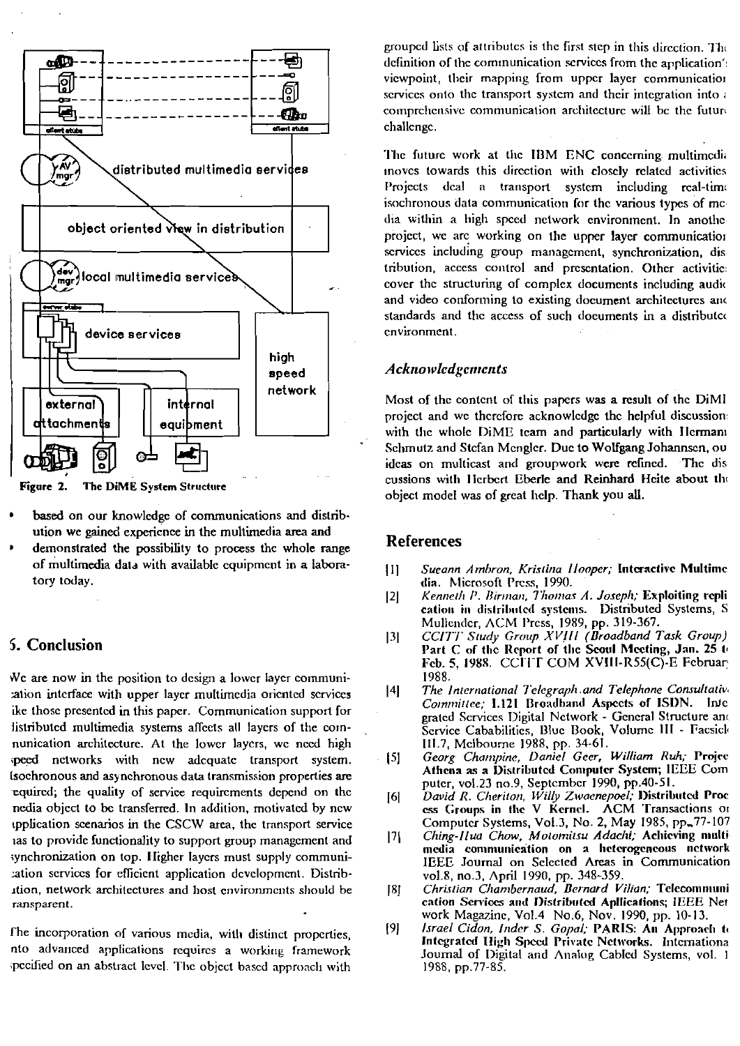distributed multimedia services

object oriented view in distribution

local multimedia services

device services

high speed network

external attachments

internal equipment

Figure 2. The DiME System Structure

- based on our knowledge of communications and distribution we gained experience in the multimedia area and
- demonstrated the possibility to process the whole range of multimedia data with available equipment in a laboratory today.

## 5. Conclusion

We are now in the position to design a lower layer communication interface with upper layer multimedia oriented services like those presented in this paper. Communication support for distributed multimedia systems affects all layers of the communication architecture. At the lower layers, we need high speed networks with new adequate transport system. Isochronous and asynchronous data transmission properties are required; the quality of service requirements depend on the media object to be transferred. In addition, motivated by new application scenarios in the CSCW area, the transport service has to provide functionality to support group management and synchronization on top. Higher layers must supply communication services for efficient application development. Distribution, network architectures and host environments should be transparent.

The incorporation of various media, with distinct properties, into advanced applications requires a working framework specified on an abstract level. The object based approach with grouped lists of attributes is the first step in this direction. The definition of the communication services from the application's viewpoint, their mapping from upper layer communication services onto the transport system and their integration into a comprehensive communication architecture will be the future challenge.

The future work at the IBM ENC concerning multimedia moves towards this direction with closely related activities. Projects deal a transport system including real-time isochronous data communication for the various types of media within a high speed network environment. In another project, we are working on the upper layer communication services including group management, synchronization, distribution, access control and presentation. Other activities cover the structuring of complex documents including audio and video conforming to existing document architectures and standards and the access of such documents in a distributed environment.

### Acknowledgements

Most of the content of this papers was a result of the DiME project and we therefore acknowledge the helpful discussions with the whole DiME team and particularly with Hermann Schmutz and Stefan Mengler. Due to Wolfgang Johannsen, our ideas on multicast and groupwork were refined. The discussions with Herbert Eberle and Reinhard Heite about the object model was of great help. Thank you all.

## References

[1] *Sueann Ambron, Kristina Hooper;* **Interactive Multimedia.** Microsoft Press, 1990.

[2] *Kenneth P. Birman, Thomas A. Joseph;* **Exploiting replication in distributed systems.** Distributed Systems, S. Mullender, ACM Press, 1989, pp. 319-367.

[3] *CCITT Study Group XVIII (Broadband Task Group)* **Part C of the Report of the Seoul Meeting, Jan. 25 to Feb. 5, 1988.** CCITT COM XVIII-R55(C)-E February 1988.

[4] *The International Telegraph and Telephone Consultative Committee;* **I.121 Broadband Aspects of ISDN.** Integrated Services Digital Network - General Structure and Service Cababilities, Blue Book, Volume III - Fascicle III.7, Melbourne 1988, pp. 34-61.

[5] *Georg Champine, Daniel Geer, William Ruh;* **Project Athena as a Distributed Computer System;** IEEE Computer, vol.23 no.9, September 1990, pp.40-51.

[6] *David R. Cheriton, Willy Zwaenepoel;* **Distributed Process Groups in the V Kernel.** ACM Transactions on Computer Systems, Vol.3, No. 2, May 1985, pp. 77-107

[7] *Ching-Hua Chow, Motomitsu Adachi;* **Achieving multimedia communication on a heterogeneous network.** IEEE Journal on Selected Areas in Communication vol.8, no.3, April 1990, pp. 348-359.

[8] *Christian Chambernaud, Bernard Vilian;* **Telecommunication Services and Distributed Apllications;** IEEE Network Magazine, Vol.4 No.6, Nov. 1990, pp. 10-13.

[9] *Israel Cidon, Inder S. Gopal;* **PARIS: An Approach to Integrated High Speed Private Networks.** International Journal of Digital and Analog Cabled Systems, vol. 1 1988, pp.77-85.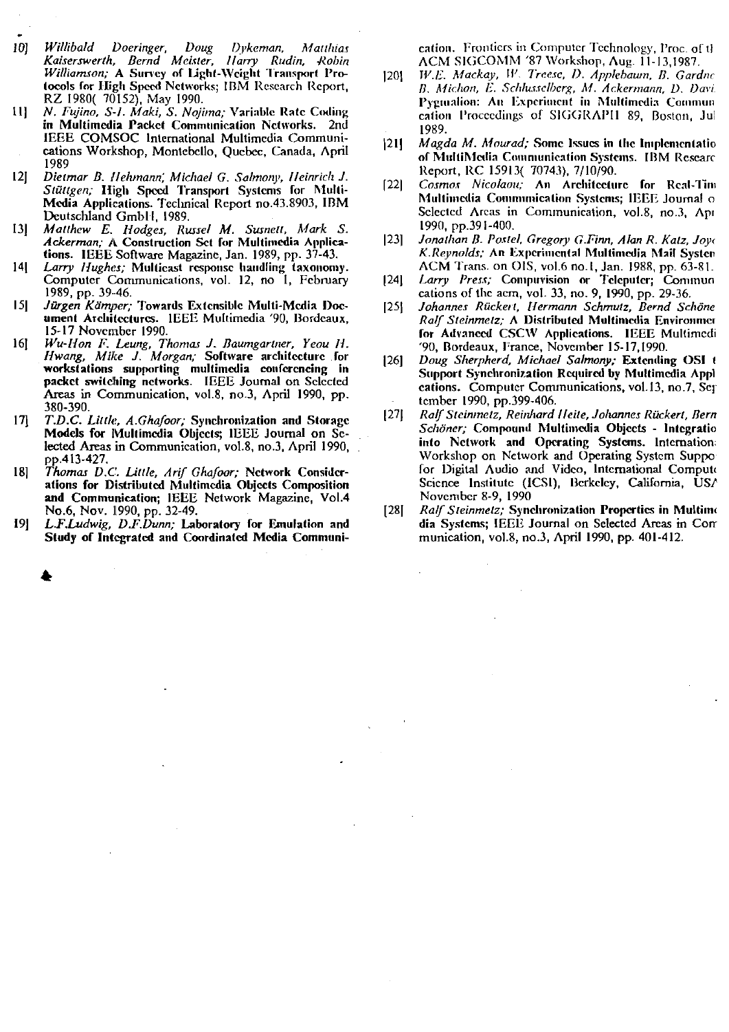[10] *Willibald Doeringer, Doug Dykeman, Matthias Kaiserswerth, Bernd Meister, Harry Rudin, Robin Williamson;* **A Survey of Light-Weight Transport Protocols for High Speed Networks;** IBM Research Report, RZ 1980( 70152), May 1990.

[11] *N. Fujino, S-I. Maki, S. Nojima;* **Variable Rate Coding in Multimedia Packet Communication Networks.** 2nd IEEE COMSOC International Multimedia Communications Workshop, Montebello, Quebec, Canada, April 1989

[12] *Dietmar B. Hehmann, Michael G. Salmony, Heinrich J. Stüttgen;* **High Speed Transport Systems for Multi-Media Applications.** Technical Report no.43.8903, IBM Deutschland GmbH, 1989.

[13] *Matthew E. Hodges, Russel M. Susnett, Mark S. Ackerman;* **A Construction Set for Multimedia Applications.** IEEE Software Magazine, Jan. 1989, pp. 37-43.

[14] *Larry Hughes;* **Multicast response handling taxonomy.** Computer Communications, vol. 12, no 1, February 1989, pp. 39-46.

[15] *Jürgen Kämper;* **Towards Extensible Multi-Media Document Architectures.** IEEE Multimedia '90, Bordeaux, 15-17 November 1990.

[16] *Wu-Hon F. Leung, Thomas J. Baumgartner, Yeou H. Hwang, Mike J. Morgan;* **Software architecture for workstations supporting multimedia conferencing in packet switching networks.** IEEE Journal on Selected Areas in Communication, vol.8, no.3, April 1990, pp. 380-390.

[17] *T.D.C. Little, A.Ghafoor;* **Synchronization and Storage Models for Multimedia Objects;** IEEE Journal on Selected Areas in Communication, vol.8, no.3, April 1990, pp.413-427.

[18] *Thomas D.C. Little, Arif Ghafoor;* **Network Considerations for Distributed Multimedia Objects Composition and Communication;** IEEE Network Magazine, Vol.4 No.6, Nov. 1990, pp. 32-49.

[19] *L.F.Ludwig, D.F.Dunn;* **Laboratory for Emulation and Study of Integrated and Coordinated Media Communication.** Frontiers in Computer Technology, Proc. of th ACM SIGCOMM '87 Workshop, Aug. 11-13,1987.

[20] *W.E. Mackay, W. Treese, D. Applebaum, B. Gardne B. Michon, E. Schlusselberg, M. Ackermann, D. Davi* **Pygmalion: An Experiment in Multimedia Commun cation** Proceedings of SIGGRAPH 89, Boston, Jul 1989.

[21] *Magda M. Mourad;* **Some Issues in the Implementatio of MultiMedia Communication Systems.** IBM Researc Report, RC 15913( 70743), 7/10/90.

[22] *Cosmos Nicolaou;* **An Architecture for Real-Tim Multimedia Communication Systems;** IEEE Journal o Selected Areas in Communication, vol.8, no.3, Apr 1990, pp.391-400.

[23] *Jonathan B. Postel, Gregory G.Finn, Alan R. Katz, Joy K.Reynolds;* **An Experimental Multimedia Mail Systen** ACM Trans. on OIS, vol.6 no.1, Jan. 1988, pp. 63-81.

[24] *Larry Press;* **Compuvision or Teleputer;** Commun cations of the acm, vol. 33, no. 9, 1990, pp. 29-36.

[25] *Johannes Rückert, Hermann Schmutz, Bernd Schöne Ralf Steinmetz;* **A Distributed Multimedia Environmer for Advanced CSCW Applications.** IEEE Multimedi '90, Bordeaux, France, November 15-17,1990.

[26] *Doug Sherpherd, Michael Salmony;* **Extending OSI t Support Synchronization Required by Multimedia Appl cations.** Computer Communications, vol.13, no.7, Sep tember 1990, pp.399-406.

[27] *Ralf Steinmetz, Reinhard Heite, Johannes Rückert, Bern Schöner;* **Compound Multimedia Objects - Integratio into Network and Operating Systems.** Internation Workshop on Network and Operating System Suppo for Digital Audio and Video, International Comput Science Institute (ICSI), Berkeley, California, USA November 8-9, 1990

[28] *Ralf Steinmetz;* **Synchronization Properties in Multime dia Systems;** IEEE Journal on Selected Areas in Com munication, vol.8, no.3, April 1990, pp. 401-412.